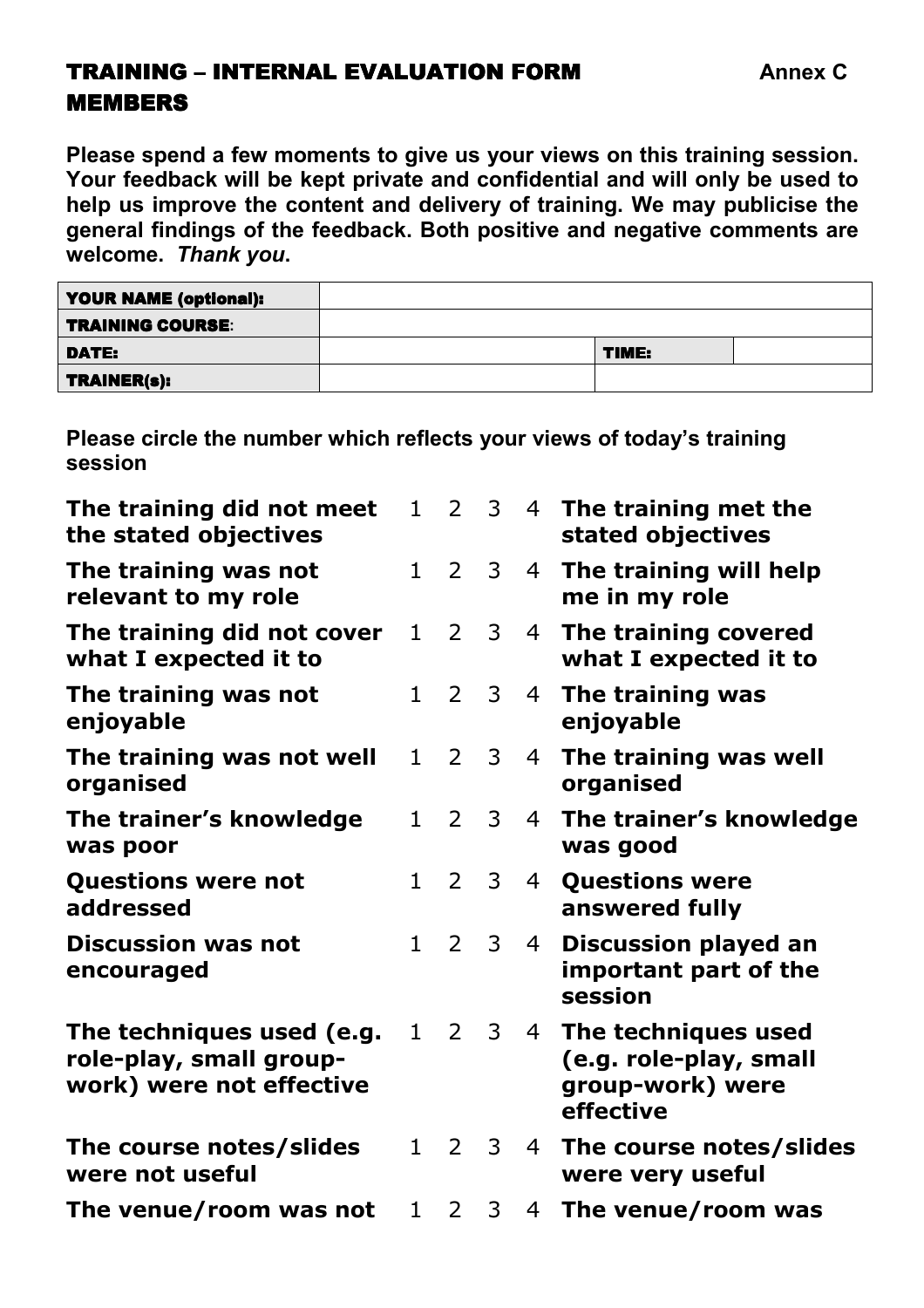# TRAINING – INTERNAL EVALUATION FORM MEMBERS

**Annex C**

**Please spend a few moments to give us your views on this training session. Your feedback will be kept private and confidential and will only be used to help us improve the content and delivery of training. We may publicise the general findings of the feedback. Both positive and negative comments are welcome.** ***Thank you*****.**

| **YOUR NAME (optional):** | | | |
|---|---|---|---|
| **TRAINING COURSE**: | | | |
| **DATE:** | | **TIME:** | |
| **TRAINER(s):** | | | |

**Please circle the number which reflects your views of today's training session**

| | | | | | |
|---|---|---|---|---|---|
| **The training did not meet the stated objectives** | 1 | 2 | 3 | 4 | **The training met the stated objectives** |
| **The training was not relevant to my role** | 1 | 2 | 3 | 4 | **The training will help me in my role** |
| **The training did not cover what I expected it to** | 1 | 2 | 3 | 4 | **The training covered what I expected it to** |
| **The training was not enjoyable** | 1 | 2 | 3 | 4 | **The training was enjoyable** |
| **The training was not well organised** | 1 | 2 | 3 | 4 | **The training was well organised** |
| **The trainer's knowledge was poor** | 1 | 2 | 3 | 4 | **The trainer's knowledge was good** |
| **Questions were not addressed** | 1 | 2 | 3 | 4 | **Questions were answered fully** |
| **Discussion was not encouraged** | 1 | 2 | 3 | 4 | **Discussion played an important part of the session** |
| **The techniques used (e.g. role-play, small group-work) were not effective** | 1 | 2 | 3 | 4 | **The techniques used (e.g. role-play, small group-work) were effective** |
| **The course notes/slides were not useful** | 1 | 2 | 3 | 4 | **The course notes/slides were very useful** |
| **The venue/room was not** | 1 | 2 | 3 | 4 | **The venue/room was** |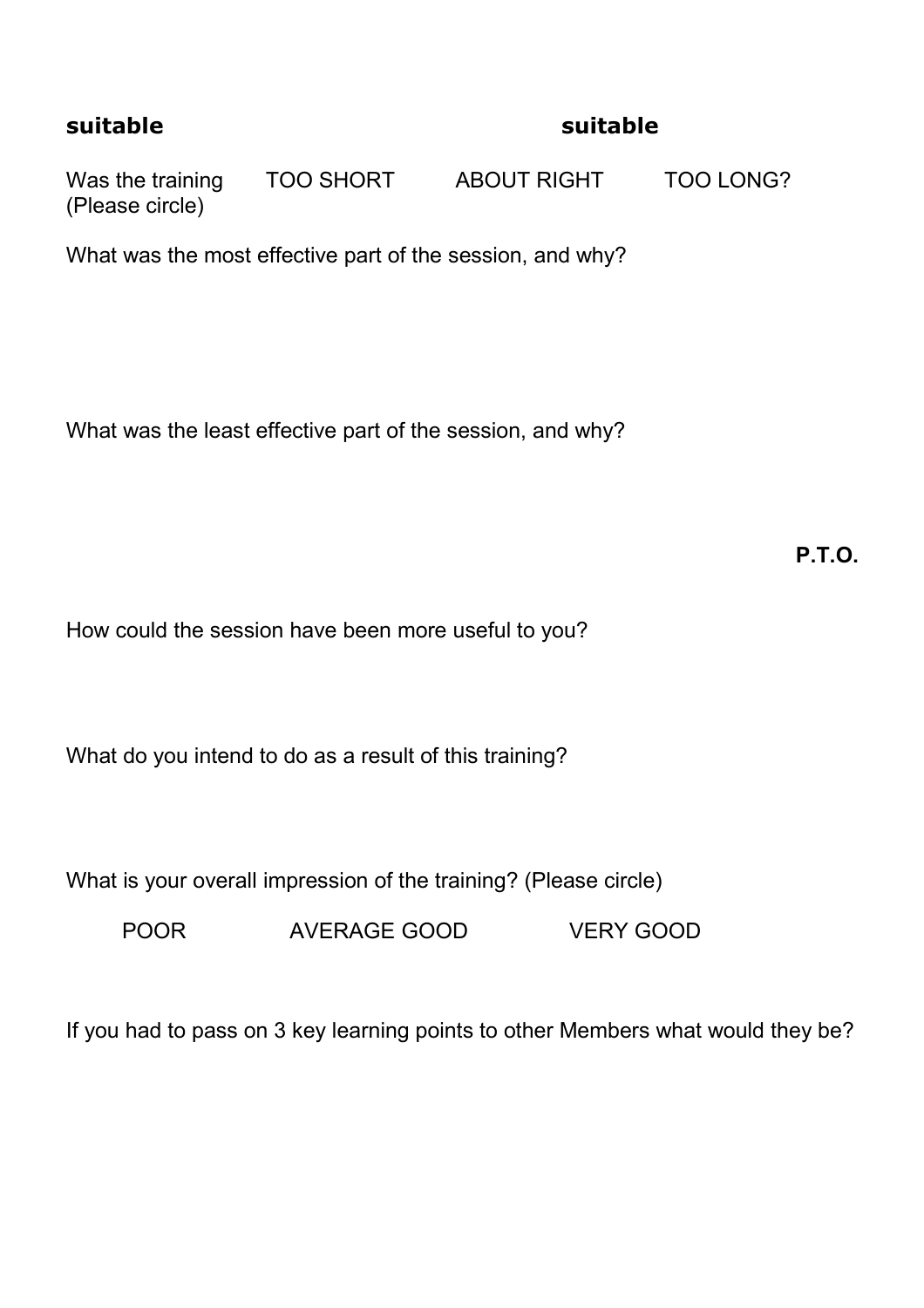**suitable** **suitable**

Was the training (Please circle) TOO SHORT ABOUT RIGHT TOO LONG?

What was the most effective part of the session, and why?

What was the least effective part of the session, and why?

**P.T.O.**

How could the session have been more useful to you?

What do you intend to do as a result of this training?

What is your overall impression of the training? (Please circle)

POOR AVERAGE GOOD VERY GOOD

If you had to pass on 3 key learning points to other Members what would they be?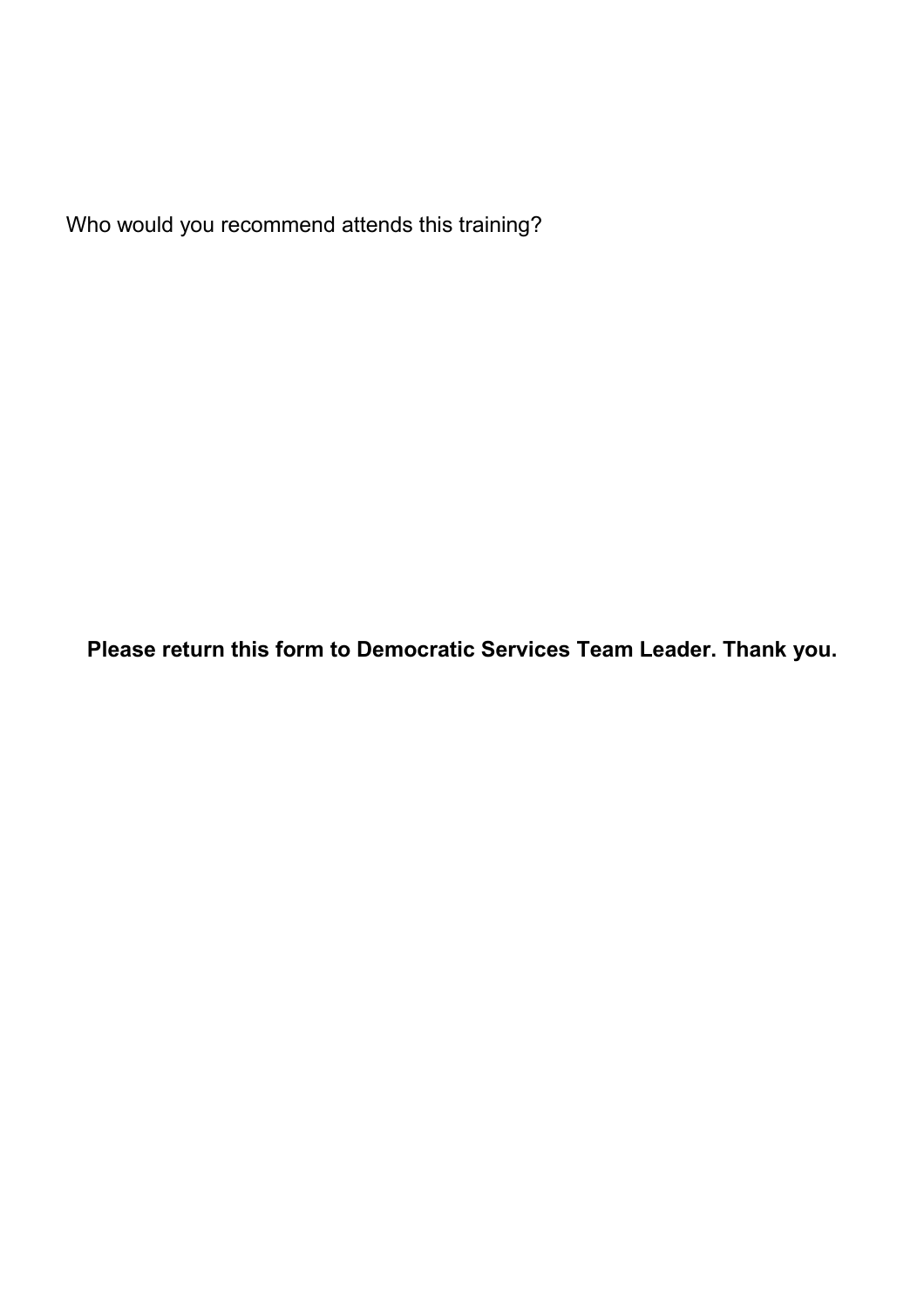Who would you recommend attends this training?

**Please return this form to Democratic Services Team Leader. Thank you.**